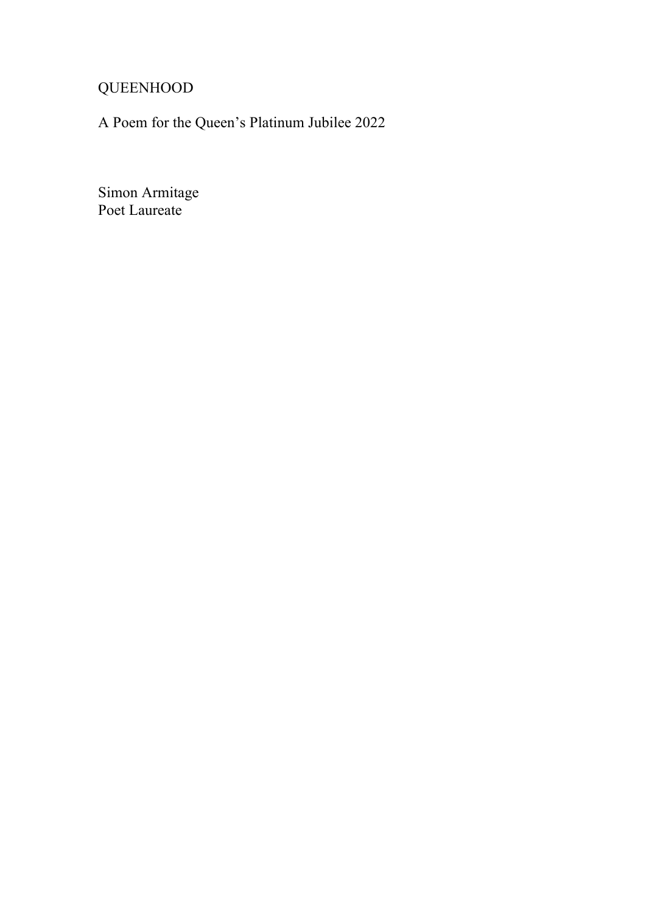# QUEENHOOD

A Poem for the Queen's Platinum Jubilee 2022

Simon Armitage
Poet Laureate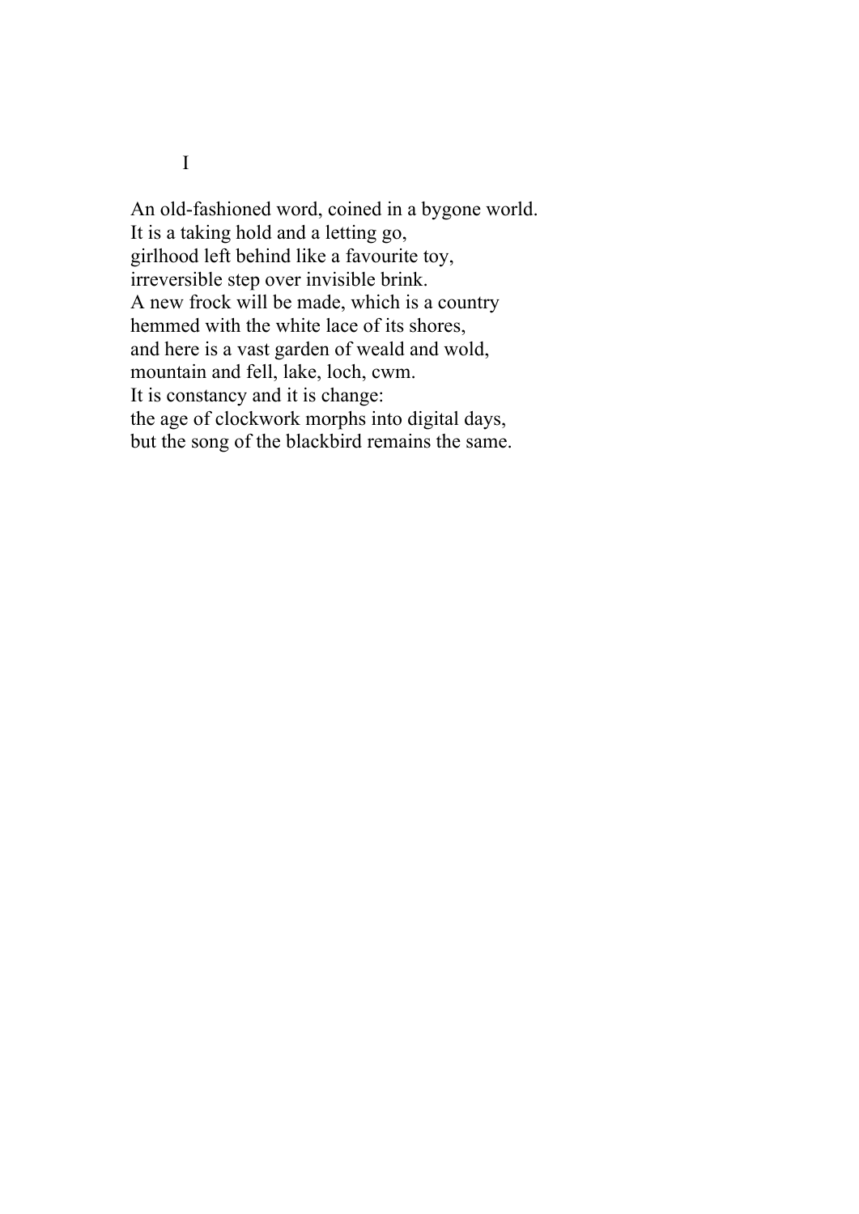I

An old-fashioned word, coined in a bygone world.  
It is a taking hold and a letting go,  
girlhood left behind like a favourite toy,  
irreversible step over invisible brink.  
A new frock will be made, which is a country  
hemmed with the white lace of its shores,  
and here is a vast garden of weald and wold,  
mountain and fell, lake, loch, cwm.  
It is constancy and it is change:  
the age of clockwork morphs into digital days,  
but the song of the blackbird remains the same.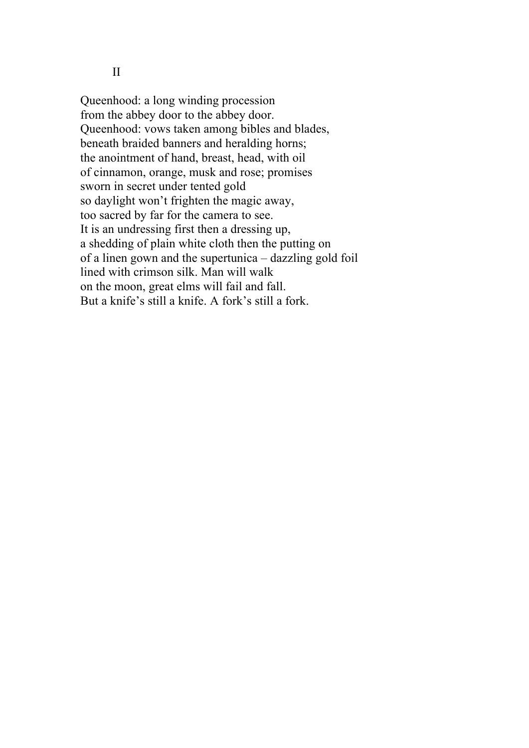II

Queenhood: a long winding procession
from the abbey door to the abbey door.
Queenhood: vows taken among bibles and blades,
beneath braided banners and heralding horns;
the anointment of hand, breast, head, with oil
of cinnamon, orange, musk and rose; promises
sworn in secret under tented gold
so daylight won't frighten the magic away,
too sacred by far for the camera to see.
It is an undressing first then a dressing up,
a shedding of plain white cloth then the putting on
of a linen gown and the supertunica – dazzling gold foil
lined with crimson silk. Man will walk
on the moon, great elms will fail and fall.
But a knife's still a knife. A fork's still a fork.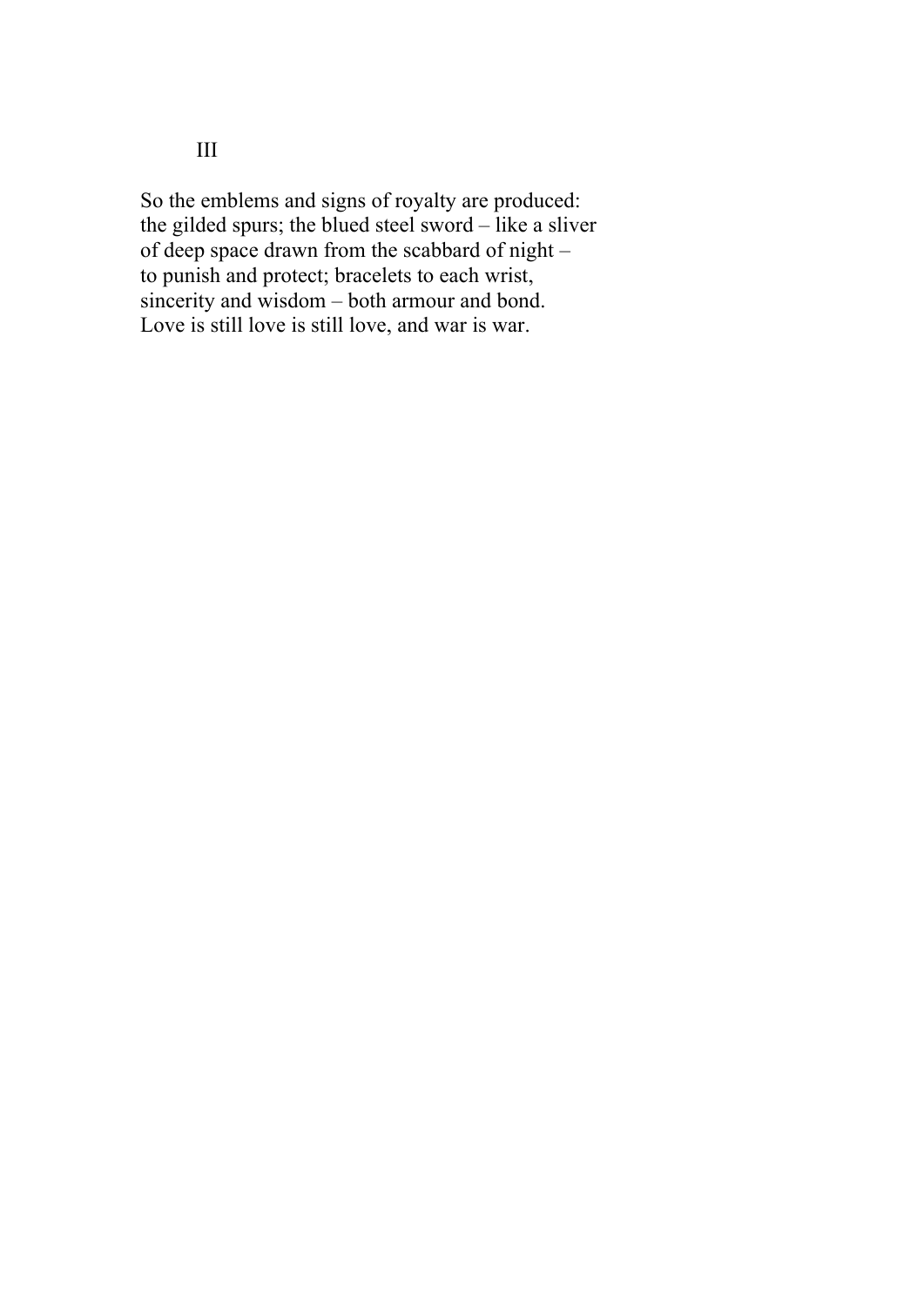III

So the emblems and signs of royalty are produced:
the gilded spurs; the blued steel sword – like a sliver
of deep space drawn from the scabbard of night –
to punish and protect; bracelets to each wrist,
sincerity and wisdom – both armour and bond.
Love is still love is still love, and war is war.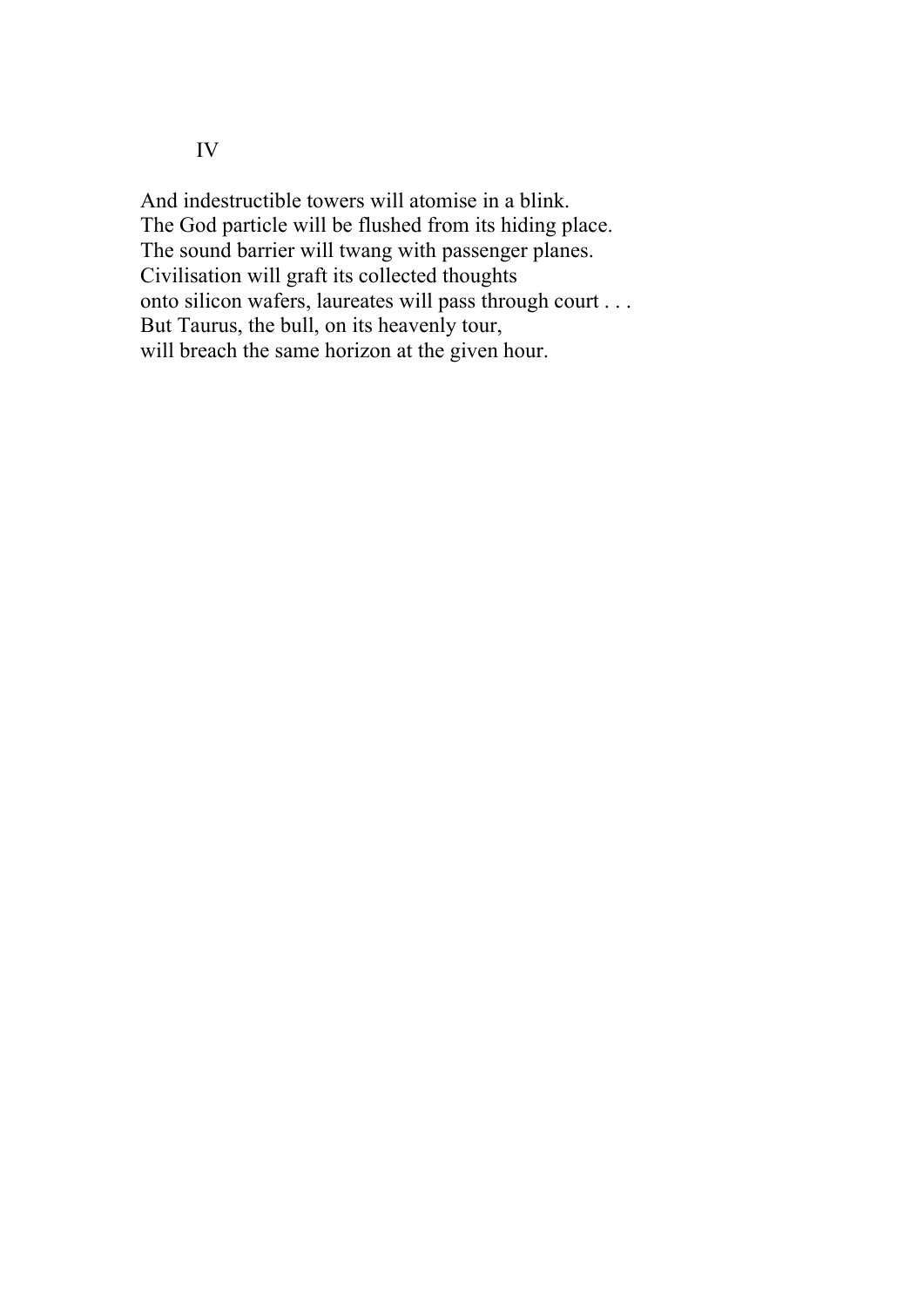IV

And indestructible towers will atomise in a blink.  
The God particle will be flushed from its hiding place.  
The sound barrier will twang with passenger planes.  
Civilisation will graft its collected thoughts  
onto silicon wafers, laureates will pass through court . . .  
But Taurus, the bull, on its heavenly tour,  
will breach the same horizon at the given hour.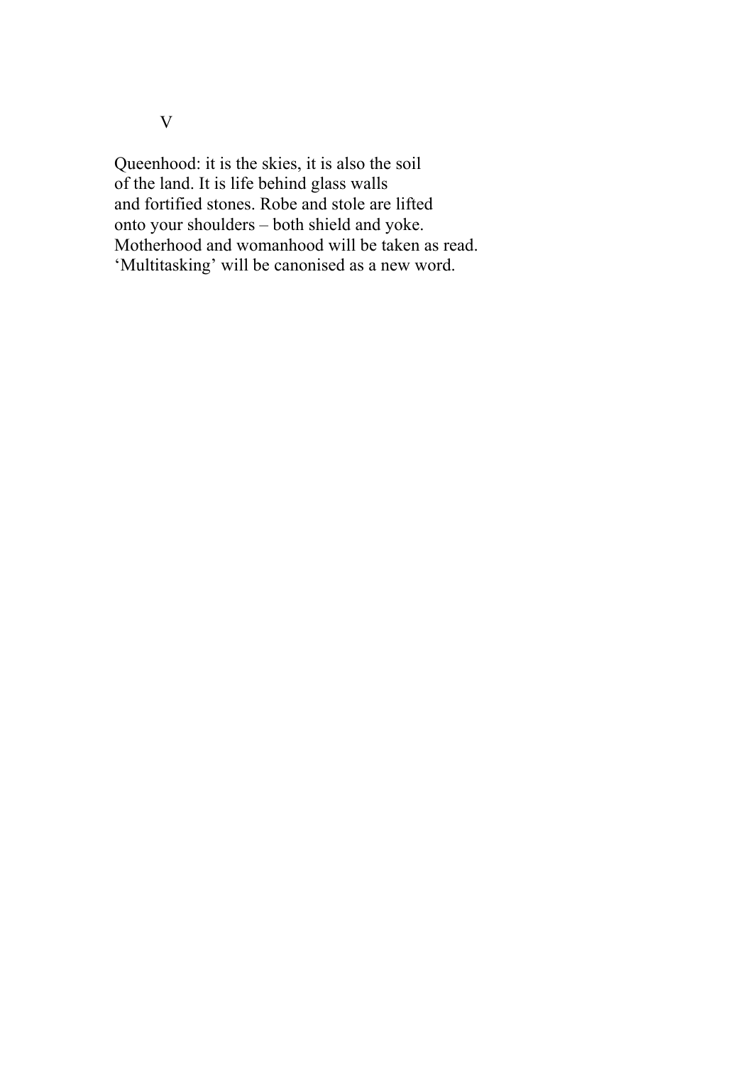V

Queenhood: it is the skies, it is also the soil  
of the land. It is life behind glass walls  
and fortified stones. Robe and stole are lifted  
onto your shoulders – both shield and yoke.  
Motherhood and womanhood will be taken as read.  
'Multitasking' will be canonised as a new word.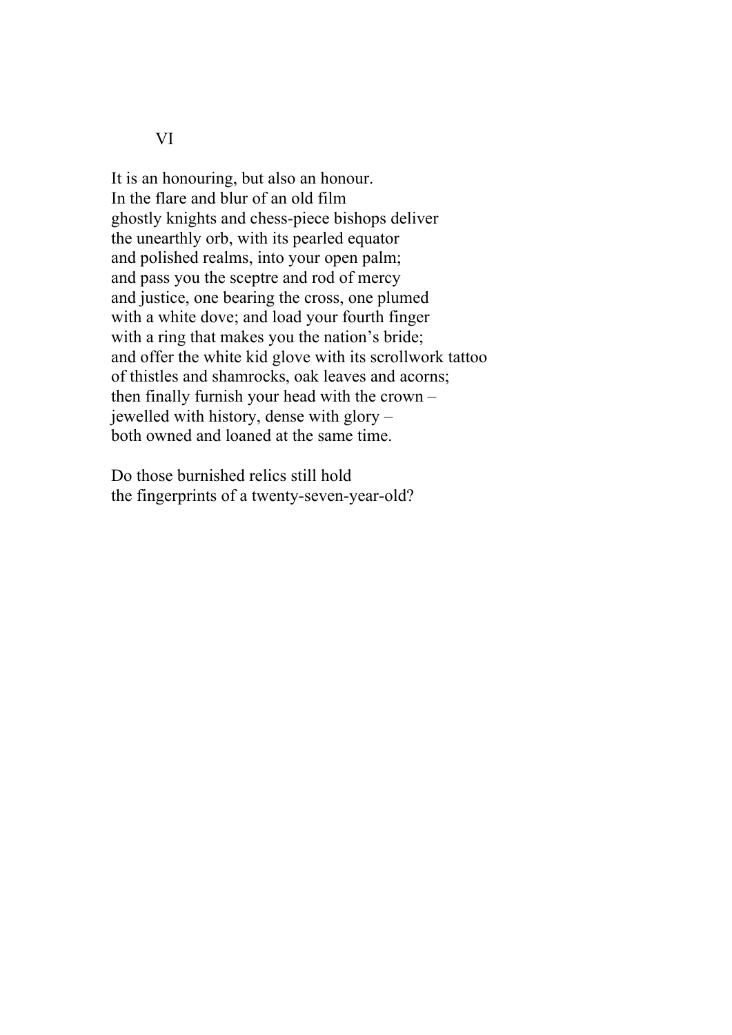### VI

It is an honouring, but also an honour.  
In the flare and blur of an old film  
ghostly knights and chess-piece bishops deliver  
the unearthly orb, with its pearled equator  
and polished realms, into your open palm;  
and pass you the sceptre and rod of mercy  
and justice, one bearing the cross, one plumed  
with a white dove; and load your fourth finger  
with a ring that makes you the nation's bride;  
and offer the white kid glove with its scrollwork tattoo  
of thistles and shamrocks, oak leaves and acorns;  
then finally furnish your head with the crown –  
jewelled with history, dense with glory –  
both owned and loaned at the same time.

Do those burnished relics still hold  
the fingerprints of a twenty-seven-year-old?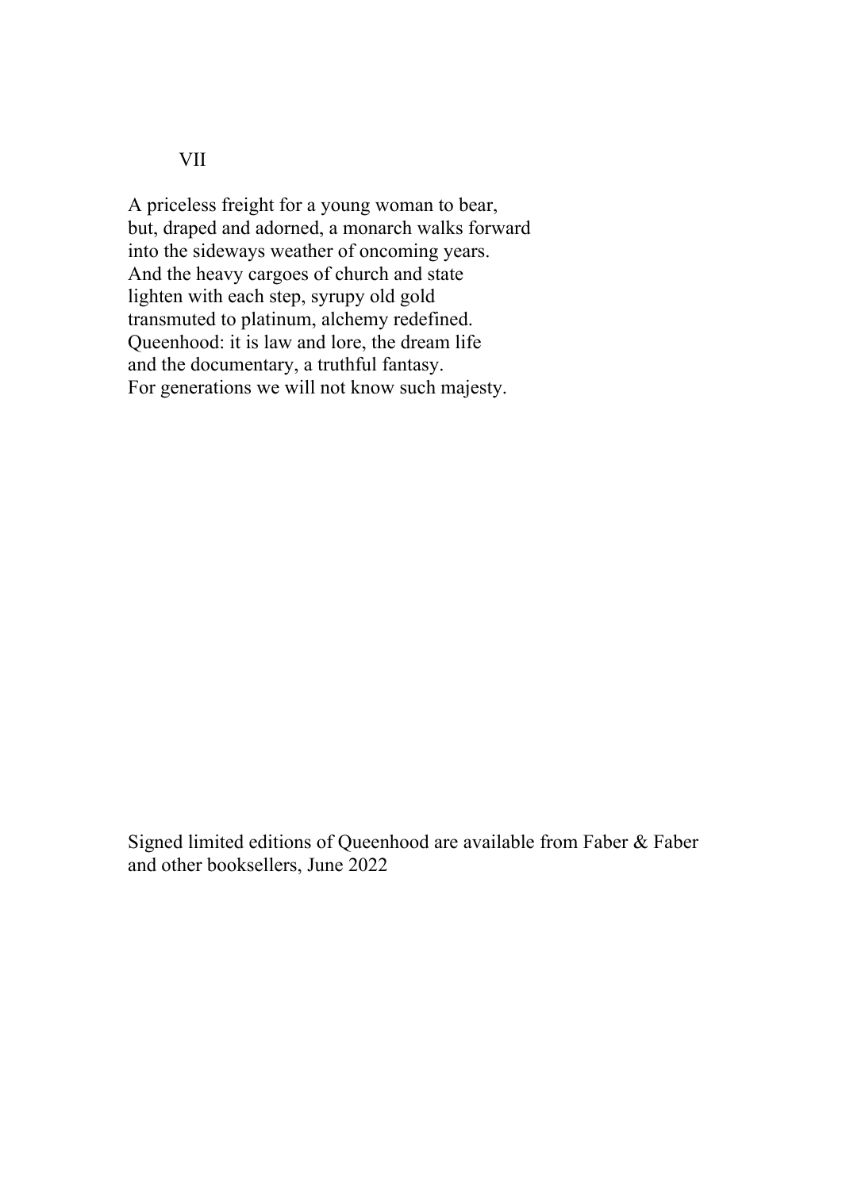VII

A priceless freight for a young woman to bear,
but, draped and adorned, a monarch walks forward
into the sideways weather of oncoming years.
And the heavy cargoes of church and state
lighten with each step, syrupy old gold
transmuted to platinum, alchemy redefined.
Queenhood: it is law and lore, the dream life
and the documentary, a truthful fantasy.
For generations we will not know such majesty.

Signed limited editions of Queenhood are available from Faber & Faber and other booksellers, June 2022